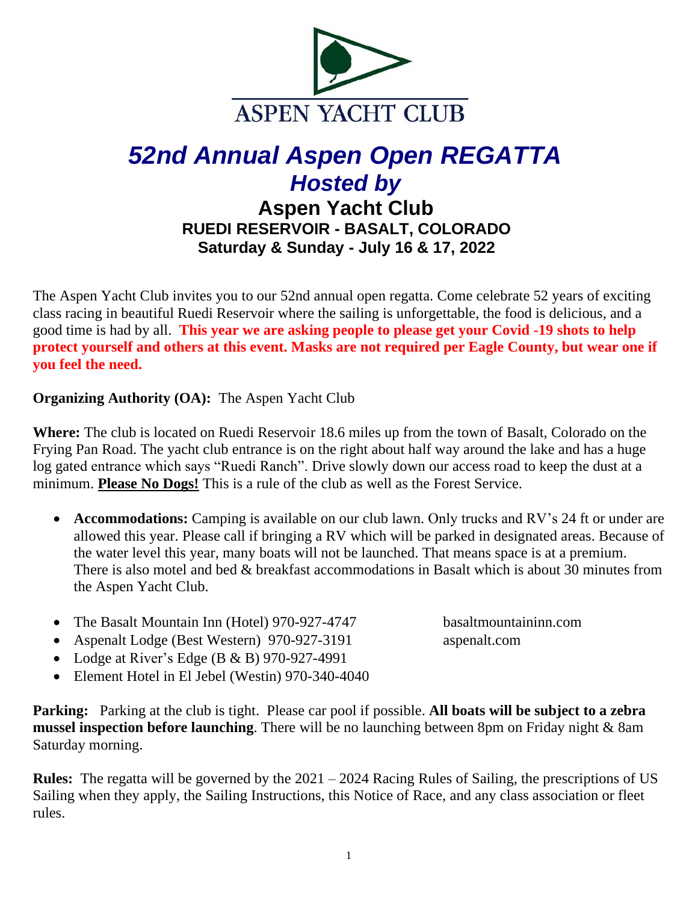ASPEN YACHT CLUB

# *52nd Annual Aspen Open REGATTA*

## *Hosted by*

## Aspen Yacht Club

### RUEDI RESERVOIR - BASALT, COLORADO

### Saturday & Sunday - July 16 & 17, 2022

The Aspen Yacht Club invites you to our 52nd annual open regatta. Come celebrate 52 years of exciting class racing in beautiful Ruedi Reservoir where the sailing is unforgettable, the food is delicious, and a good time is had by all. **This year we are asking people to please get your Covid -19 shots to help protect yourself and others at this event. Masks are not required per Eagle County, but wear one if you feel the need.**

**Organizing Authority (OA):** The Aspen Yacht Club

**Where:** The club is located on Ruedi Reservoir 18.6 miles up from the town of Basalt, Colorado on the Frying Pan Road. The yacht club entrance is on the right about half way around the lake and has a huge log gated entrance which says "Ruedi Ranch". Drive slowly down our access road to keep the dust at a minimum. **Please No Dogs!** This is a rule of the club as well as the Forest Service.

- **Accommodations:** Camping is available on our club lawn. Only trucks and RV's 24 ft or under are allowed this year. Please call if bringing a RV which will be parked in designated areas. Because of the water level this year, many boats will not be launched. That means space is at a premium. There is also motel and bed & breakfast accommodations in Basalt which is about 30 minutes from the Aspen Yacht Club.

- The Basalt Mountain Inn (Hotel) 970-927-4747 basaltmountaininn.com
- Aspenalt Lodge (Best Western) 970-927-3191 aspenalt.com
- Lodge at River's Edge (B & B) 970-927-4991
- Element Hotel in El Jebel (Westin) 970-340-4040

**Parking:** Parking at the club is tight. Please car pool if possible. **All boats will be subject to a zebra mussel inspection before launching**. There will be no launching between 8pm on Friday night & 8am Saturday morning.

**Rules:** The regatta will be governed by the 2021 – 2024 Racing Rules of Sailing, the prescriptions of US Sailing when they apply, the Sailing Instructions, this Notice of Race, and any class association or fleet rules.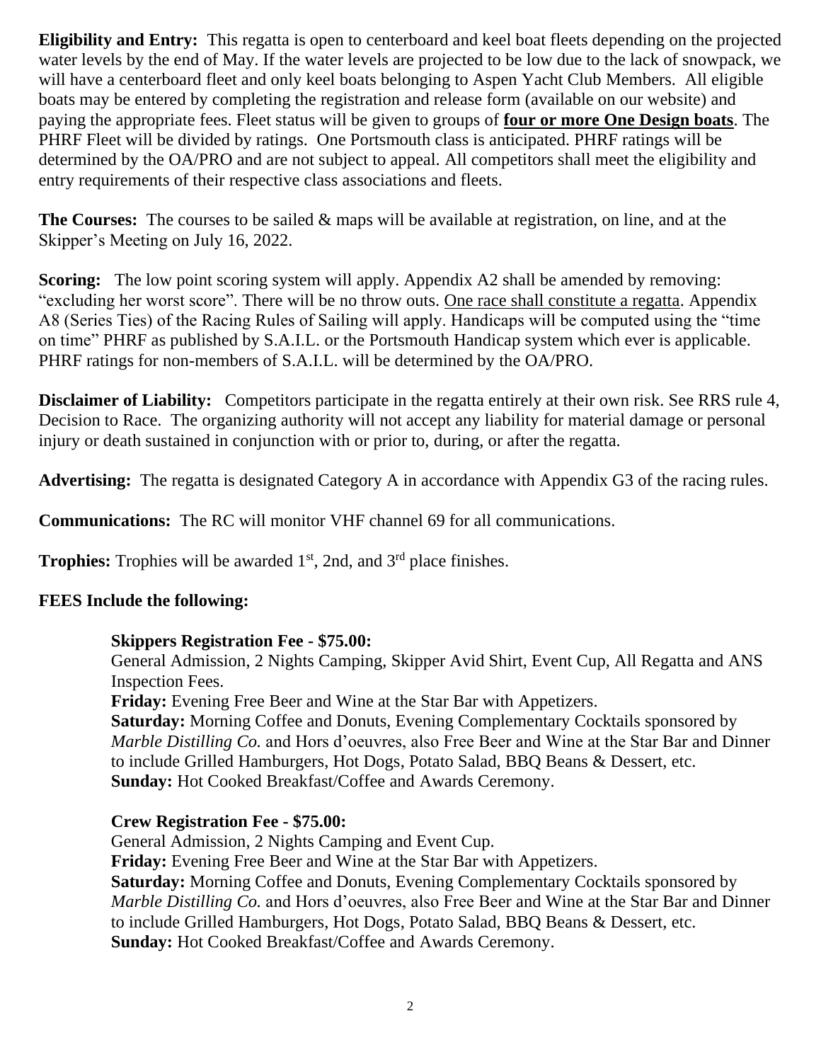**Eligibility and Entry:** This regatta is open to centerboard and keel boat fleets depending on the projected water levels by the end of May. If the water levels are projected to be low due to the lack of snowpack, we will have a centerboard fleet and only keel boats belonging to Aspen Yacht Club Members. All eligible boats may be entered by completing the registration and release form (available on our website) and paying the appropriate fees. Fleet status will be given to groups of **four or more One Design boats**. The PHRF Fleet will be divided by ratings. One Portsmouth class is anticipated. PHRF ratings will be determined by the OA/PRO and are not subject to appeal. All competitors shall meet the eligibility and entry requirements of their respective class associations and fleets.

**The Courses:** The courses to be sailed & maps will be available at registration, on line, and at the Skipper's Meeting on July 16, 2022.

**Scoring:** The low point scoring system will apply. Appendix A2 shall be amended by removing: "excluding her worst score". There will be no throw outs. One race shall constitute a regatta. Appendix A8 (Series Ties) of the Racing Rules of Sailing will apply. Handicaps will be computed using the "time on time" PHRF as published by S.A.I.L. or the Portsmouth Handicap system which ever is applicable. PHRF ratings for non-members of S.A.I.L. will be determined by the OA/PRO.

**Disclaimer of Liability:** Competitors participate in the regatta entirely at their own risk. See RRS rule 4, Decision to Race. The organizing authority will not accept any liability for material damage or personal injury or death sustained in conjunction with or prior to, during, or after the regatta.

**Advertising:** The regatta is designated Category A in accordance with Appendix G3 of the racing rules.

**Communications:** The RC will monitor VHF channel 69 for all communications.

**Trophies:** Trophies will be awarded 1st, 2nd, and 3rd place finishes.

**FEES Include the following:**

**Skippers Registration Fee - $75.00:**
General Admission, 2 Nights Camping, Skipper Avid Shirt, Event Cup, All Regatta and ANS Inspection Fees.
**Friday:** Evening Free Beer and Wine at the Star Bar with Appetizers.
**Saturday:** Morning Coffee and Donuts, Evening Complementary Cocktails sponsored by *Marble Distilling Co.* and Hors d'oeuvres, also Free Beer and Wine at the Star Bar and Dinner to include Grilled Hamburgers, Hot Dogs, Potato Salad, BBQ Beans & Dessert, etc.
**Sunday:** Hot Cooked Breakfast/Coffee and Awards Ceremony.

**Crew Registration Fee - $75.00:**
General Admission, 2 Nights Camping and Event Cup.
**Friday:** Evening Free Beer and Wine at the Star Bar with Appetizers.
**Saturday:** Morning Coffee and Donuts, Evening Complementary Cocktails sponsored by *Marble Distilling Co.* and Hors d'oeuvres, also Free Beer and Wine at the Star Bar and Dinner to include Grilled Hamburgers, Hot Dogs, Potato Salad, BBQ Beans & Dessert, etc.
**Sunday:** Hot Cooked Breakfast/Coffee and Awards Ceremony.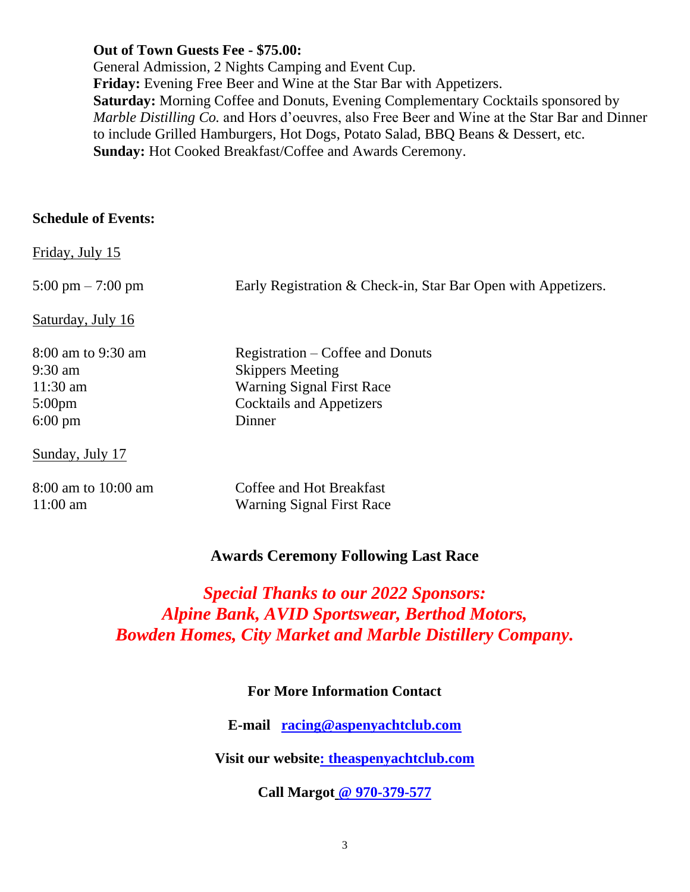**Out of Town Guests Fee - $75.00:**
General Admission, 2 Nights Camping and Event Cup.
**Friday:** Evening Free Beer and Wine at the Star Bar with Appetizers.
**Saturday:** Morning Coffee and Donuts, Evening Complementary Cocktails sponsored by *Marble Distilling Co.* and Hors d'oeuvres, also Free Beer and Wine at the Star Bar and Dinner to include Grilled Hamburgers, Hot Dogs, Potato Salad, BBQ Beans & Dessert, etc.
**Sunday:** Hot Cooked Breakfast/Coffee and Awards Ceremony.

**Schedule of Events:**

Friday, July 15

| | |
|---|---|
| 5:00 pm – 7:00 pm | Early Registration & Check-in, Star Bar Open with Appetizers. |

Saturday, July 16

| | |
|---|---|
| 8:00 am to 9:30 am | Registration – Coffee and Donuts |
| 9:30 am | Skippers Meeting |
| 11:30 am | Warning Signal First Race |
| 5:00pm | Cocktails and Appetizers |
| 6:00 pm | Dinner |

Sunday, July 17

| | |
|---|---|
| 8:00 am to 10:00 am | Coffee and Hot Breakfast |
| 11:00 am | Warning Signal First Race |

**Awards Ceremony Following Last Race**

***Special Thanks to our 2022 Sponsors:***
***Alpine Bank, AVID Sportswear, Berthod Motors,***
***Bowden Homes, City Market and Marble Distillery Company.***

**For More Information Contact**

**E-mail racing@aspenyachtclub.com**

**Visit our website: theaspenyachtclub.com**

**Call Margot @ 970-379-577**